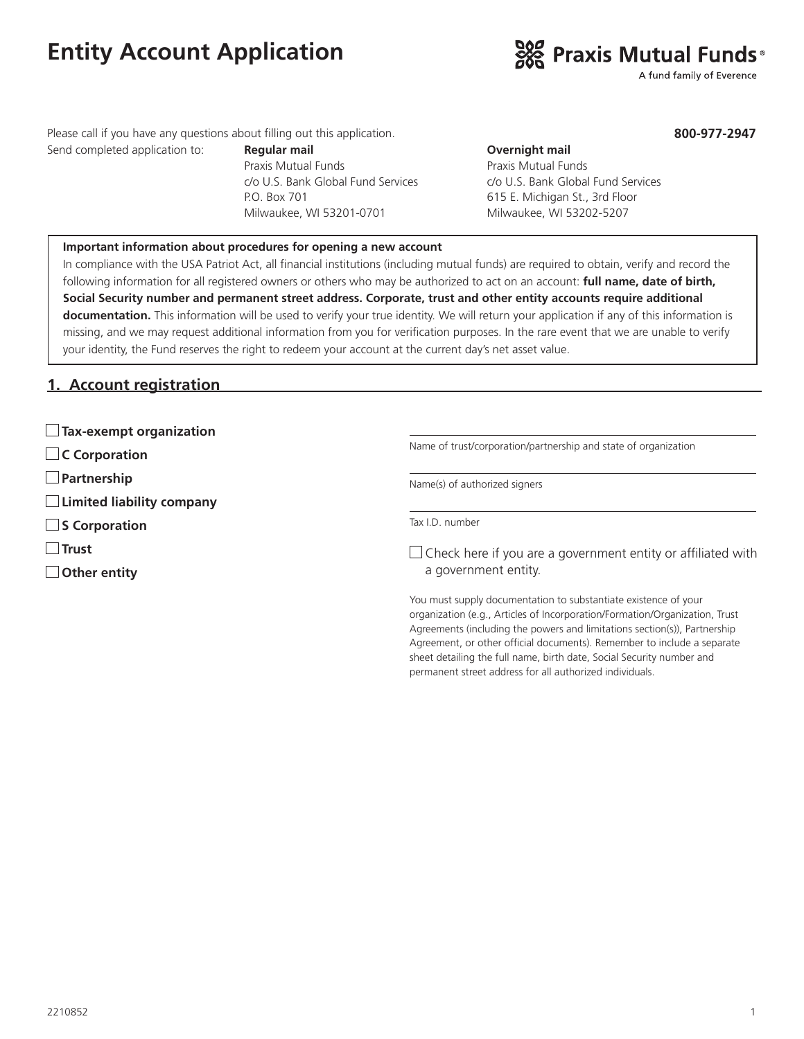# Entity Account Application

**Praxis Mutual Funds®**
A fund family of Everence

Please call if you have any questions about filling out this application. **800-977-2947**

Send completed application to:

**Regular mail**
Praxis Mutual Funds
c/o U.S. Bank Global Fund Services
P.O. Box 701
Milwaukee, WI 53201-0701

**Overnight mail**
Praxis Mutual Funds
c/o U.S. Bank Global Fund Services
615 E. Michigan St., 3rd Floor
Milwaukee, WI 53202-5207

> **Important information about procedures for opening a new account**
> In compliance with the USA Patriot Act, all financial institutions (including mutual funds) are required to obtain, verify and record the following information for all registered owners or others who may be authorized to act on an account: **full name, date of birth, Social Security number and permanent street address. Corporate, trust and other entity accounts require additional documentation.** This information will be used to verify your true identity. We will return your application if any of this information is missing, and we may request additional information from you for verification purposes. In the rare event that we are unable to verify your identity, the Fund reserves the right to redeem your account at the current day's net asset value.

## 1. Account registration

- ☐ **Tax-exempt organization**
- ☐ **C Corporation**
- ☐ **Partnership**
- ☐ **Limited liability company**
- ☐ **S Corporation**
- ☐ **Trust**
- ☐ **Other entity**

______________________________
Name of trust/corporation/partnership and state of organization

______________________________
Name(s) of authorized signers

______________________________
Tax I.D. number

☐ Check here if you are a government entity or affiliated with a government entity.

You must supply documentation to substantiate existence of your organization (e.g., Articles of Incorporation/Formation/Organization, Trust Agreements (including the powers and limitations section(s)), Partnership Agreement, or other official documents). Remember to include a separate sheet detailing the full name, birth date, Social Security number and permanent street address for all authorized individuals.

2210852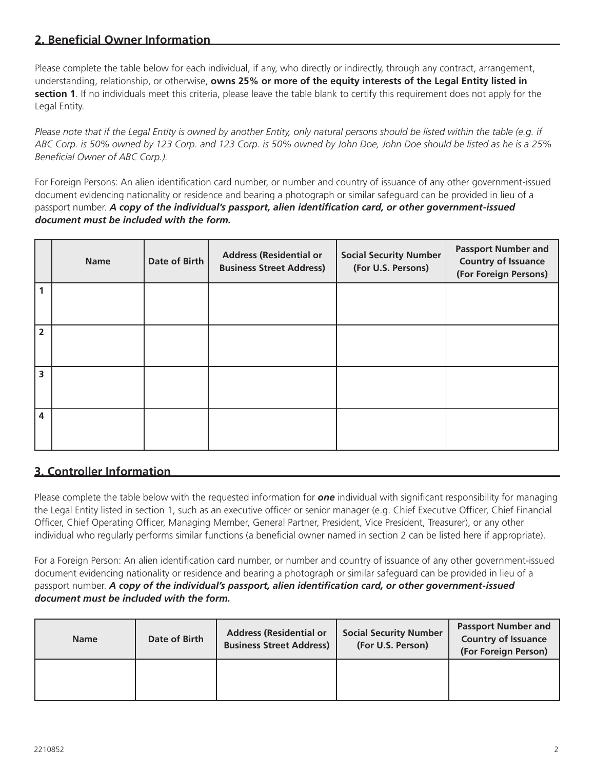## 2. Beneficial Owner Information

Please complete the table below for each individual, if any, who directly or indirectly, through any contract, arrangement, understanding, relationship, or otherwise, **owns 25% or more of the equity interests of the Legal Entity listed in section 1**. If no individuals meet this criteria, please leave the table blank to certify this requirement does not apply for the Legal Entity.

*Please note that if the Legal Entity is owned by another Entity, only natural persons should be listed within the table (e.g. if ABC Corp. is 50% owned by 123 Corp. and 123 Corp. is 50% owned by John Doe, John Doe should be listed as he is a 25% Beneficial Owner of ABC Corp.).*

For Foreign Persons: An alien identification card number, or number and country of issuance of any other government-issued document evidencing nationality or residence and bearing a photograph or similar safeguard can be provided in lieu of a passport number. ***A copy of the individual's passport, alien identification card, or other government-issued document must be included with the form.***

| | Name | Date of Birth | Address (Residential or Business Street Address) | Social Security Number (For U.S. Persons) | Passport Number and Country of Issuance (For Foreign Persons) |
|---|---|---|---|---|---|
| 1 | | | | | |
| 2 | | | | | |
| 3 | | | | | |
| 4 | | | | | |

## 3. Controller Information

Please complete the table below with the requested information for ***one*** individual with significant responsibility for managing the Legal Entity listed in section 1, such as an executive officer or senior manager (e.g. Chief Executive Officer, Chief Financial Officer, Chief Operating Officer, Managing Member, General Partner, President, Vice President, Treasurer), or any other individual who regularly performs similar functions (a beneficial owner named in section 2 can be listed here if appropriate).

For a Foreign Person: An alien identification card number, or number and country of issuance of any other government-issued document evidencing nationality or residence and bearing a photograph or similar safeguard can be provided in lieu of a passport number. ***A copy of the individual's passport, alien identification card, or other government-issued document must be included with the form.***

| Name | Date of Birth | Address (Residential or Business Street Address) | Social Security Number (For U.S. Person) | Passport Number and Country of Issuance (For Foreign Person) |
|---|---|---|---|---|
| | | | | |

2210852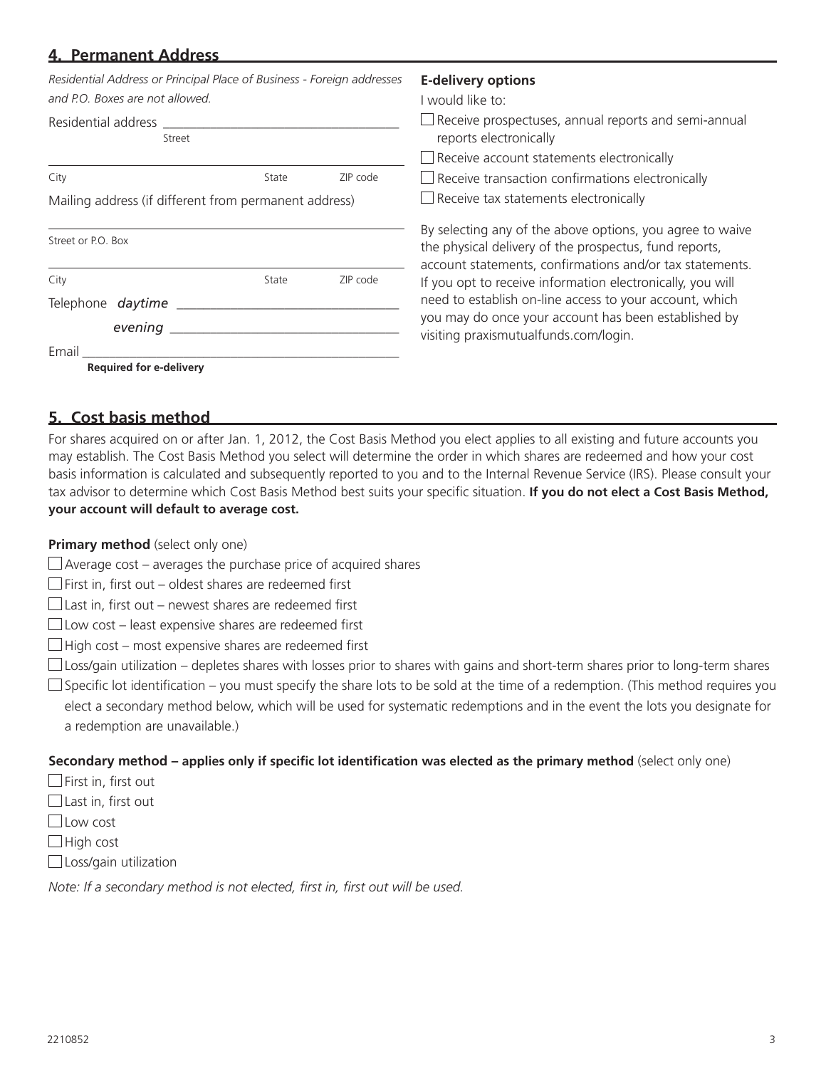## 4. Permanent Address

*Residential Address or Principal Place of Business - Foreign addresses and P.O. Boxes are not allowed.*

Residential address ___________________________________
Street

___________________________________
City State ZIP code

Mailing address (if different from permanent address)

___________________________________
Street or P.O. Box

___________________________________
City State ZIP code

Telephone *daytime* ___________________________________

*evening* ___________________________________

Email ___________________________________
**Required for e-delivery**

**E-delivery options**

I would like to:

- ☐ Receive prospectuses, annual reports and semi-annual reports electronically
- ☐ Receive account statements electronically
- ☐ Receive transaction confirmations electronically
- ☐ Receive tax statements electronically

By selecting any of the above options, you agree to waive the physical delivery of the prospectus, fund reports, account statements, confirmations and/or tax statements. If you opt to receive information electronically, you will need to establish on-line access to your account, which you may do once your account has been established by visiting praxismutualfunds.com/login.

## 5. Cost basis method

For shares acquired on or after Jan. 1, 2012, the Cost Basis Method you elect applies to all existing and future accounts you may establish. The Cost Basis Method you select will determine the order in which shares are redeemed and how your cost basis information is calculated and subsequently reported to you and to the Internal Revenue Service (IRS). Please consult your tax advisor to determine which Cost Basis Method best suits your specific situation. **If you do not elect a Cost Basis Method, your account will default to average cost.**

**Primary method** (select only one)

- ☐ Average cost – averages the purchase price of acquired shares
- ☐ First in, first out – oldest shares are redeemed first
- ☐ Last in, first out – newest shares are redeemed first
- ☐ Low cost – least expensive shares are redeemed first
- ☐ High cost – most expensive shares are redeemed first
- ☐ Loss/gain utilization – depletes shares with losses prior to shares with gains and short-term shares prior to long-term shares
- ☐ Specific lot identification – you must specify the share lots to be sold at the time of a redemption. (This method requires you elect a secondary method below, which will be used for systematic redemptions and in the event the lots you designate for a redemption are unavailable.)

**Secondary method – applies only if specific lot identification was elected as the primary method** (select only one)

- ☐ First in, first out
- ☐ Last in, first out
- ☐ Low cost
- ☐ High cost
- ☐ Loss/gain utilization

*Note: If a secondary method is not elected, first in, first out will be used.*

2210852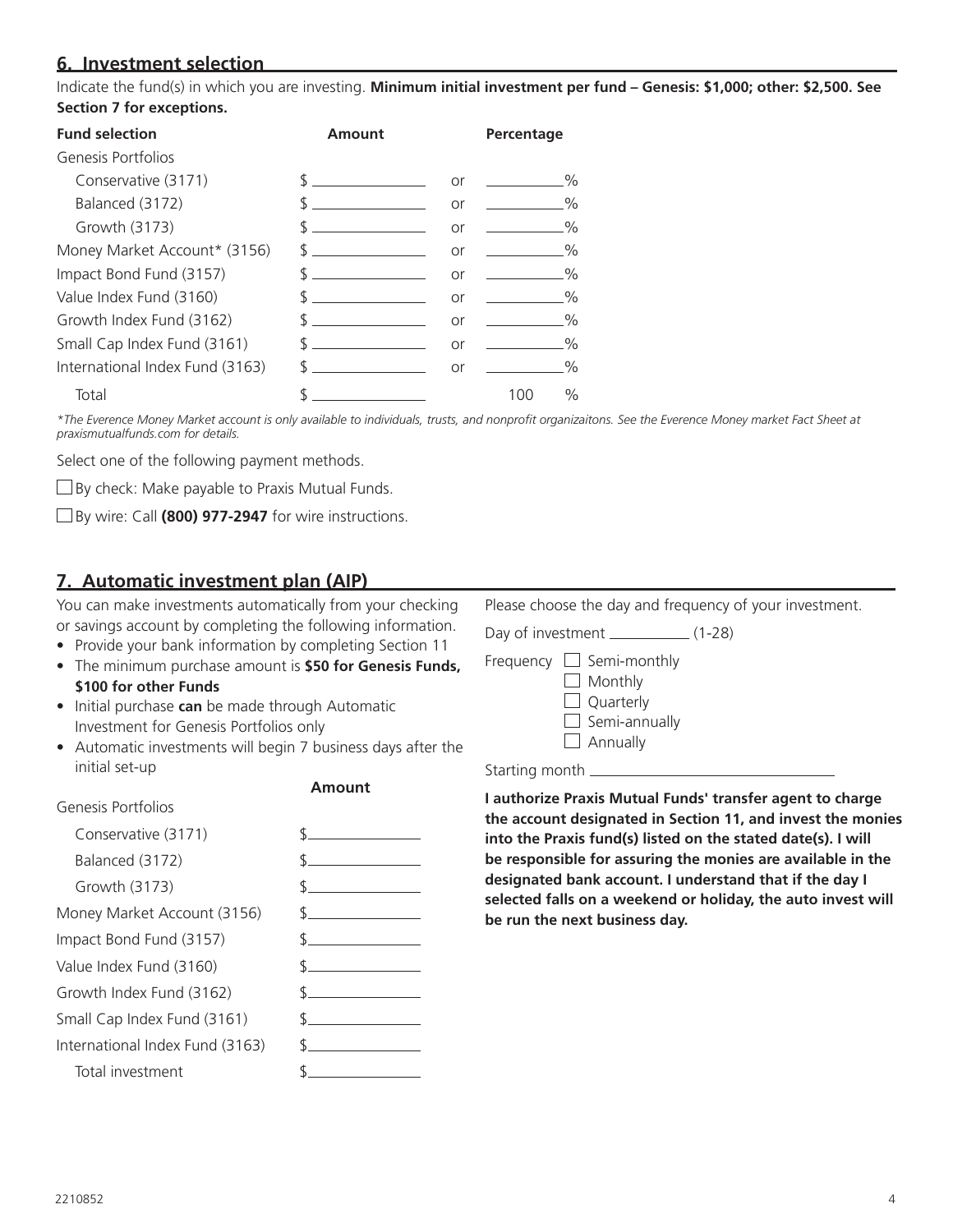## 6. Investment selection

Indicate the fund(s) in which you are investing. **Minimum initial investment per fund – Genesis: $1,000; other: $2,500. See Section 7 for exceptions.**

| Fund selection | Amount | | Percentage |
|---|---|---|---|
| Genesis Portfolios | | | |
| Conservative (3171) | $ ______ | or | ______ % |
| Balanced (3172) | $ ______ | or | ______ % |
| Growth (3173) | $ ______ | or | ______ % |
| Money Market Account* (3156) | $ ______ | or | ______ % |
| Impact Bond Fund (3157) | $ ______ | or | ______ % |
| Value Index Fund (3160) | $ ______ | or | ______ % |
| Growth Index Fund (3162) | $ ______ | or | ______ % |
| Small Cap Index Fund (3161) | $ ______ | or | ______ % |
| International Index Fund (3163) | $ ______ | or | ______ % |
| Total | $ ______ | | 100 % |

*The Everence Money Market account is only available to individuals, trusts, and nonprofit organizaitons. See the Everence Money market Fact Sheet at praxismutualfunds.com for details.*

Select one of the following payment methods.

☐ By check: Make payable to Praxis Mutual Funds.

☐ By wire: Call **(800) 977-2947** for wire instructions.

## 7. Automatic investment plan (AIP)

You can make investments automatically from your checking or savings account by completing the following information.

- Provide your bank information by completing Section 11
- The minimum purchase amount is **$50 for Genesis Funds, $100 for other Funds**
- Initial purchase **can** be made through Automatic Investment for Genesis Portfolios only
- Automatic investments will begin 7 business days after the initial set-up

| | Amount |
|---|---|
| Genesis Portfolios | |
| Conservative (3171) | $ ______ |
| Balanced (3172) | $ ______ |
| Growth (3173) | $ ______ |
| Money Market Account (3156) | $ ______ |
| Impact Bond Fund (3157) | $ ______ |
| Value Index Fund (3160) | $ ______ |
| Growth Index Fund (3162) | $ ______ |
| Small Cap Index Fund (3161) | $ ______ |
| International Index Fund (3163) | $ ______ |
| Total investment | $ ______ |

Please choose the day and frequency of your investment.

Day of investment ______ (1-28)

Frequency
☐ Semi-monthly
☐ Monthly
☐ Quarterly
☐ Semi-annually
☐ Annually

Starting month ______________

**I authorize Praxis Mutual Funds' transfer agent to charge the account designated in Section 11, and invest the monies into the Praxis fund(s) listed on the stated date(s). I will be responsible for assuring the monies are available in the designated bank account. I understand that if the day I selected falls on a weekend or holiday, the auto invest will be run the next business day.**

2210852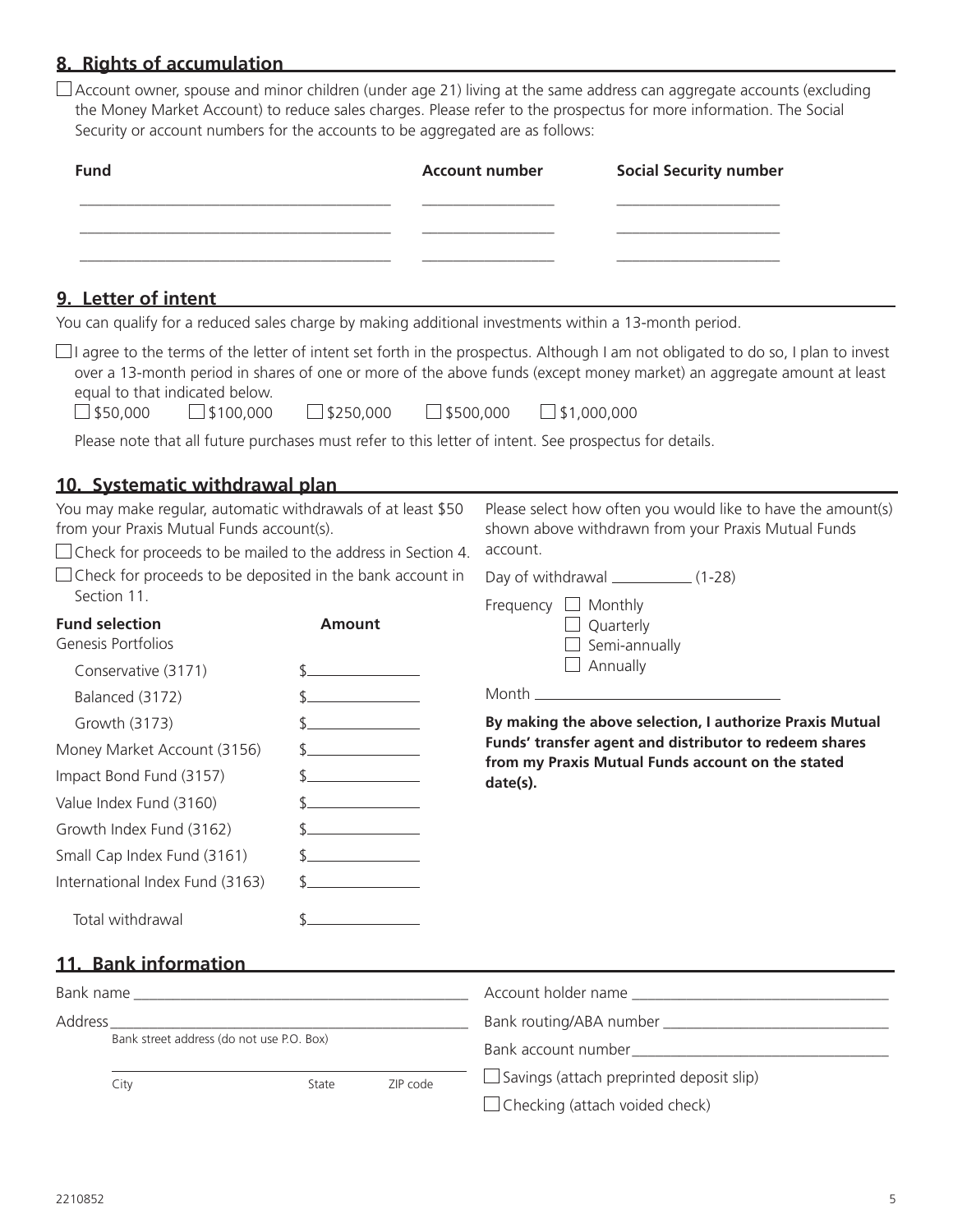## 8. Rights of accumulation

☐ Account owner, spouse and minor children (under age 21) living at the same address can aggregate accounts (excluding the Money Market Account) to reduce sales charges. Please refer to the prospectus for more information. The Social Security or account numbers for the accounts to be aggregated are as follows:

| Fund | Account number | Social Security number |
|---|---|---|
| | | |
| | | |
| | | |

## 9. Letter of intent

You can qualify for a reduced sales charge by making additional investments within a 13-month period.

☐ I agree to the terms of the letter of intent set forth in the prospectus. Although I am not obligated to do so, I plan to invest over a 13-month period in shares of one or more of the above funds (except money market) an aggregate amount at least equal to that indicated below.

☐ $50,000 ☐ $100,000 ☐ $250,000 ☐ $500,000 ☐ $1,000,000

Please note that all future purchases must refer to this letter of intent. See prospectus for details.

## 10. Systematic withdrawal plan

You may make regular, automatic withdrawals of at least $50 from your Praxis Mutual Funds account(s).

☐ Check for proceeds to be mailed to the address in Section 4.

☐ Check for proceeds to be deposited in the bank account in Section 11.

| Fund selection | Amount |
|---|---|
| Genesis Portfolios | |
| Conservative (3171) | $ |
| Balanced (3172) | $ |
| Growth (3173) | $ |
| Money Market Account (3156) | $ |
| Impact Bond Fund (3157) | $ |
| Value Index Fund (3160) | $ |
| Growth Index Fund (3162) | $ |
| Small Cap Index Fund (3161) | $ |
| International Index Fund (3163) | $ |
| Total withdrawal | $ |

Please select how often you would like to have the amount(s) shown above withdrawn from your Praxis Mutual Funds account.

Day of withdrawal __________ (1-28)

Frequency ☐ Monthly ☐ Quarterly ☐ Semi-annually ☐ Annually

Month ______________________________

**By making the above selection, I authorize Praxis Mutual Funds' transfer agent and distributor to redeem shares from my Praxis Mutual Funds account on the stated date(s).**

## 11. Bank information

Bank name ______________________________

Address ______________________________
Bank street address (do not use P.O. Box)

______________________________
City State ZIP code

Account holder name ______________________________

Bank routing/ABA number ______________________________

Bank account number ______________________________

☐ Savings (attach preprinted deposit slip)

☐ Checking (attach voided check)

2210852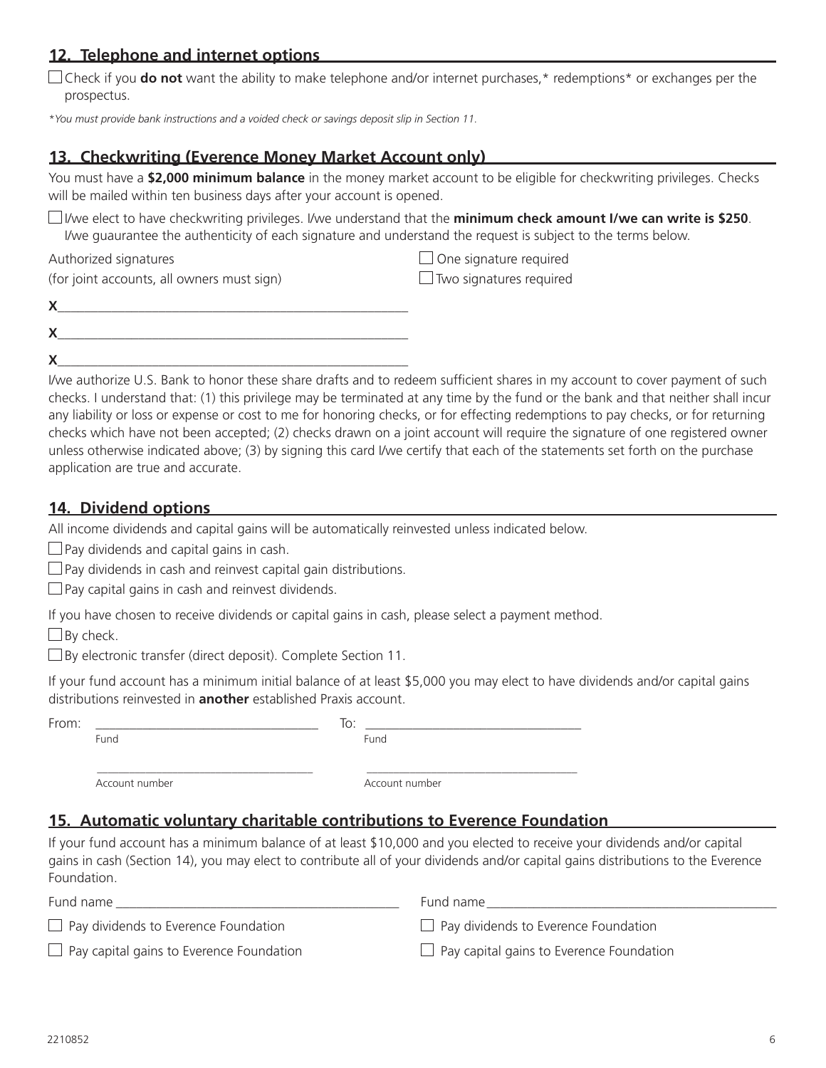## 12. Telephone and internet options

☐ Check if you **do not** want the ability to make telephone and/or internet purchases,* redemptions* or exchanges per the prospectus.

*\*You must provide bank instructions and a voided check or savings deposit slip in Section 11.*

## 13. Checkwriting (Everence Money Market Account only)

You must have a **$2,000 minimum balance** in the money market account to be eligible for checkwriting privileges. Checks will be mailed within ten business days after your account is opened.

☐ I/we elect to have checkwriting privileges. I/we understand that the **minimum check amount I/we can write is $250**. I/we guaurantee the authenticity of each signature and understand the request is subject to the terms below.

Authorized signatures
(for joint accounts, all owners must sign)

☐ One signature required
☐ Two signatures required

**X**\_\_\_\_\_\_\_\_\_\_\_\_\_\_\_\_\_\_\_\_\_\_\_\_\_\_\_\_\_\_\_\_\_\_\_\_\_\_\_\_

**X**\_\_\_\_\_\_\_\_\_\_\_\_\_\_\_\_\_\_\_\_\_\_\_\_\_\_\_\_\_\_\_\_\_\_\_\_\_\_\_\_

**X**\_\_\_\_\_\_\_\_\_\_\_\_\_\_\_\_\_\_\_\_\_\_\_\_\_\_\_\_\_\_\_\_\_\_\_\_\_\_\_\_

I/we authorize U.S. Bank to honor these share drafts and to redeem sufficient shares in my account to cover payment of such checks. I understand that: (1) this privilege may be terminated at any time by the fund or the bank and that neither shall incur any liability or loss or expense or cost to me for honoring checks, or for effecting redemptions to pay checks, or for returning checks which have not been accepted; (2) checks drawn on a joint account will require the signature of one registered owner unless otherwise indicated above; (3) by signing this card I/we certify that each of the statements set forth on the purchase application are true and accurate.

## 14. Dividend options

All income dividends and capital gains will be automatically reinvested unless indicated below.

☐ Pay dividends and capital gains in cash.

☐ Pay dividends in cash and reinvest capital gain distributions.

☐ Pay capital gains in cash and reinvest dividends.

If you have chosen to receive dividends or capital gains in cash, please select a payment method.

☐ By check.

☐ By electronic transfer (direct deposit). Complete Section 11.

If your fund account has a minimum initial balance of at least $5,000 you may elect to have dividends and/or capital gains distributions reinvested in **another** established Praxis account.

From: \_\_\_\_\_\_\_\_\_\_\_\_\_\_\_\_\_\_\_\_\_\_\_\_\_\_\_\_ To: \_\_\_\_\_\_\_\_\_\_\_\_\_\_\_\_\_\_\_\_\_\_\_\_\_\_\_\_
Fund — Fund

\_\_\_\_\_\_\_\_\_\_\_\_\_\_\_\_\_\_\_\_\_\_\_\_\_\_\_\_ \_\_\_\_\_\_\_\_\_\_\_\_\_\_\_\_\_\_\_\_\_\_\_\_\_\_\_\_
Account number — Account number

## 15. Automatic voluntary charitable contributions to Everence Foundation

If your fund account has a minimum balance of at least $10,000 and you elected to receive your dividends and/or capital gains in cash (Section 14), you may elect to contribute all of your dividends and/or capital gains distributions to the Everence Foundation.

Fund name \_\_\_\_\_\_\_\_\_\_\_\_\_\_\_\_\_\_\_\_\_\_\_\_\_\_\_\_

☐ Pay dividends to Everence Foundation

☐ Pay capital gains to Everence Foundation

Fund name \_\_\_\_\_\_\_\_\_\_\_\_\_\_\_\_\_\_\_\_\_\_\_\_\_\_\_\_

☐ Pay dividends to Everence Foundation

☐ Pay capital gains to Everence Foundation

2210852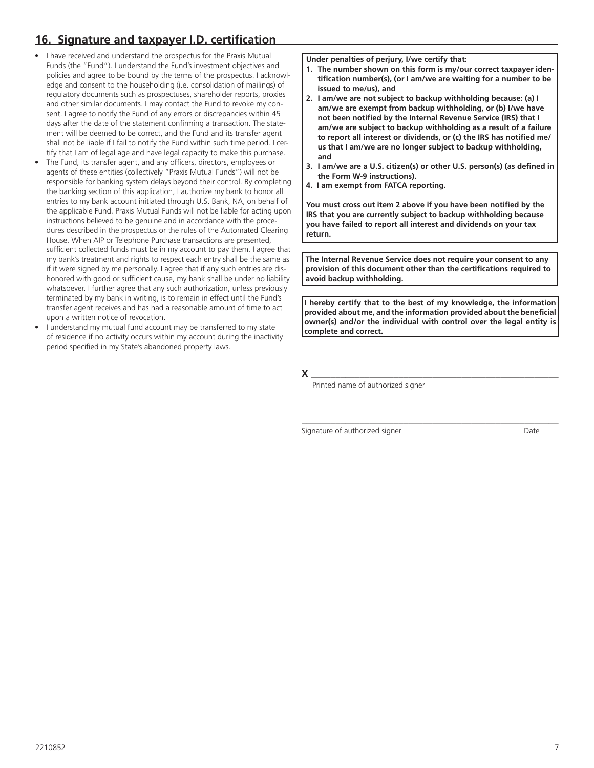## 16. Signature and taxpayer I.D. certification

- I have received and understand the prospectus for the Praxis Mutual Funds (the "Fund"). I understand the Fund's investment objectives and policies and agree to be bound by the terms of the prospectus. I acknowledge and consent to the householding (i.e. consolidation of mailings) of regulatory documents such as prospectuses, shareholder reports, proxies and other similar documents. I may contact the Fund to revoke my consent. I agree to notify the Fund of any errors or discrepancies within 45 days after the date of the statement confirming a transaction. The statement will be deemed to be correct, and the Fund and its transfer agent shall not be liable if I fail to notify the Fund within such time period. I certify that I am of legal age and have legal capacity to make this purchase.
- The Fund, its transfer agent, and any officers, directors, employees or agents of these entities (collectively "Praxis Mutual Funds") will not be responsible for banking system delays beyond their control. By completing the banking section of this application, I authorize my bank to honor all entries to my bank account initiated through U.S. Bank, NA, on behalf of the applicable Fund. Praxis Mutual Funds will not be liable for acting upon instructions believed to be genuine and in accordance with the procedures described in the prospectus or the rules of the Automated Clearing House. When AIP or Telephone Purchase transactions are presented, sufficient collected funds must be in my account to pay them. I agree that my bank's treatment and rights to respect each entry shall be the same as if it were signed by me personally. I agree that if any such entries are dishonored with good or sufficient cause, my bank shall be under no liability whatsoever. I further agree that any such authorization, unless previously terminated by my bank in writing, is to remain in effect until the Fund's transfer agent receives and has had a reasonable amount of time to act upon a written notice of revocation.
- I understand my mutual fund account may be transferred to my state of residence if no activity occurs within my account during the inactivity period specified in my State's abandoned property laws.

**Under penalties of perjury, I/we certify that:**

1. **The number shown on this form is my/our correct taxpayer identification number(s), (or I am/we are waiting for a number to be issued to me/us), and**
2. **I am/we are not subject to backup withholding because: (a) I am/we are exempt from backup withholding, or (b) I/we have not been notified by the Internal Revenue Service (IRS) that I am/we are subject to backup withholding as a result of a failure to report all interest or dividends, or (c) the IRS has notified me/us that I am/we are no longer subject to backup withholding, and**
3. **I am/we are a U.S. citizen(s) or other U.S. person(s) (as defined in the Form W-9 instructions).**
4. **I am exempt from FATCA reporting.**

**You must cross out item 2 above if you have been notified by the IRS that you are currently subject to backup withholding because you have failed to report all interest and dividends on your tax return.**

**The Internal Revenue Service does not require your consent to any provision of this document other than the certifications required to avoid backup withholding.**

**I hereby certify that to the best of my knowledge, the information provided about me, and the information provided about the beneficial owner(s) and/or the individual with control over the legal entity is complete and correct.**

**X** ____________________________________________

Printed name of authorized signer

____________________________________________

Signature of authorized signer　　　　　　　　　　Date

2210852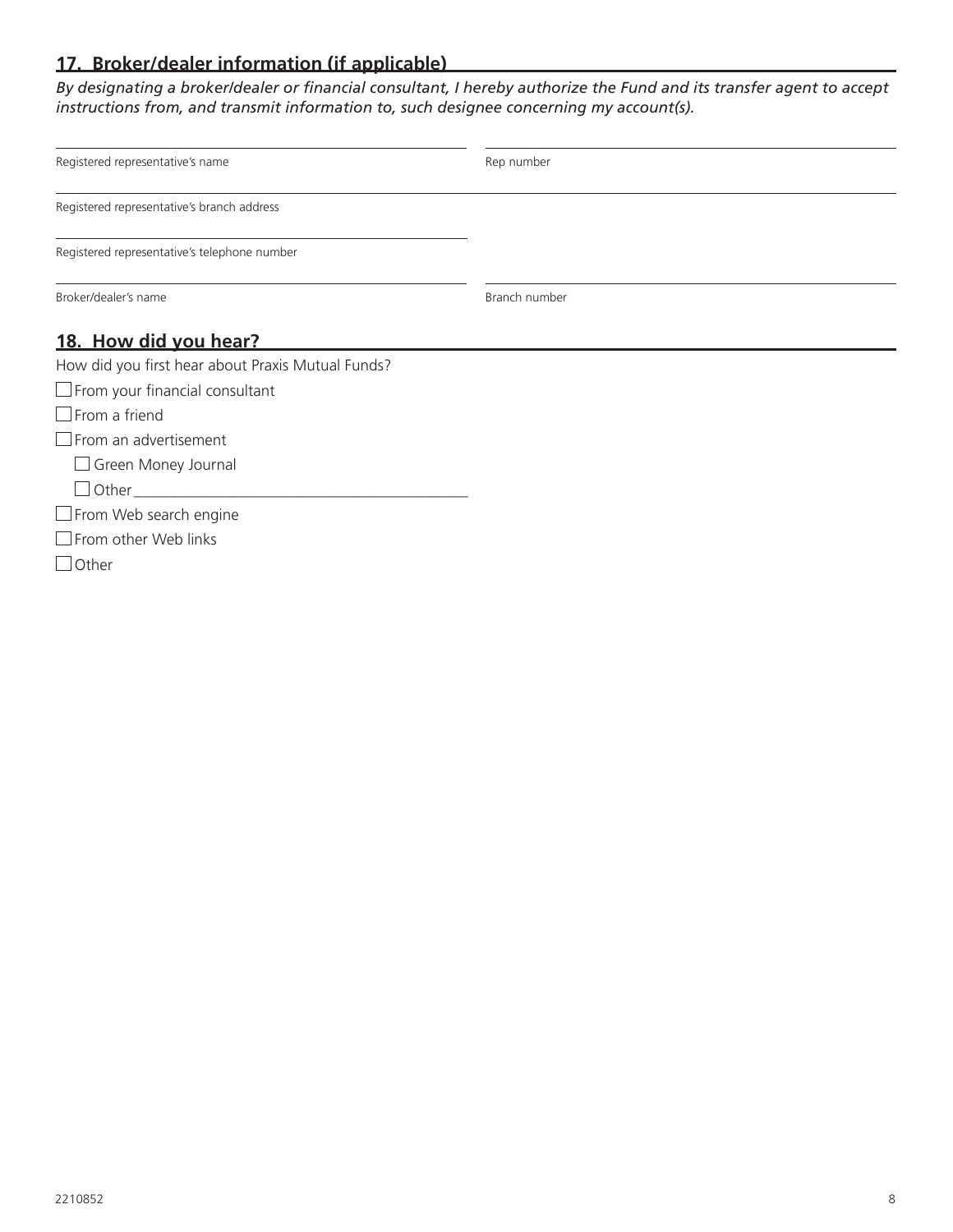## 17. Broker/dealer information (if applicable)

*By designating a broker/dealer or financial consultant, I hereby authorize the Fund and its transfer agent to accept instructions from, and transmit information to, such designee concerning my account(s).*

Registered representative's name ______________________ Rep number ______________________

Registered representative's branch address ______________________

Registered representative's telephone number ______________________

Broker/dealer's name ______________________ Branch number ______________________

## 18. How did you hear?

How did you first hear about Praxis Mutual Funds?

- ☐ From your financial consultant
- ☐ From a friend
- ☐ From an advertisement
  - ☐ Green Money Journal
  - ☐ Other ______________________
- ☐ From Web search engine
- ☐ From other Web links
- ☐ Other

2210852